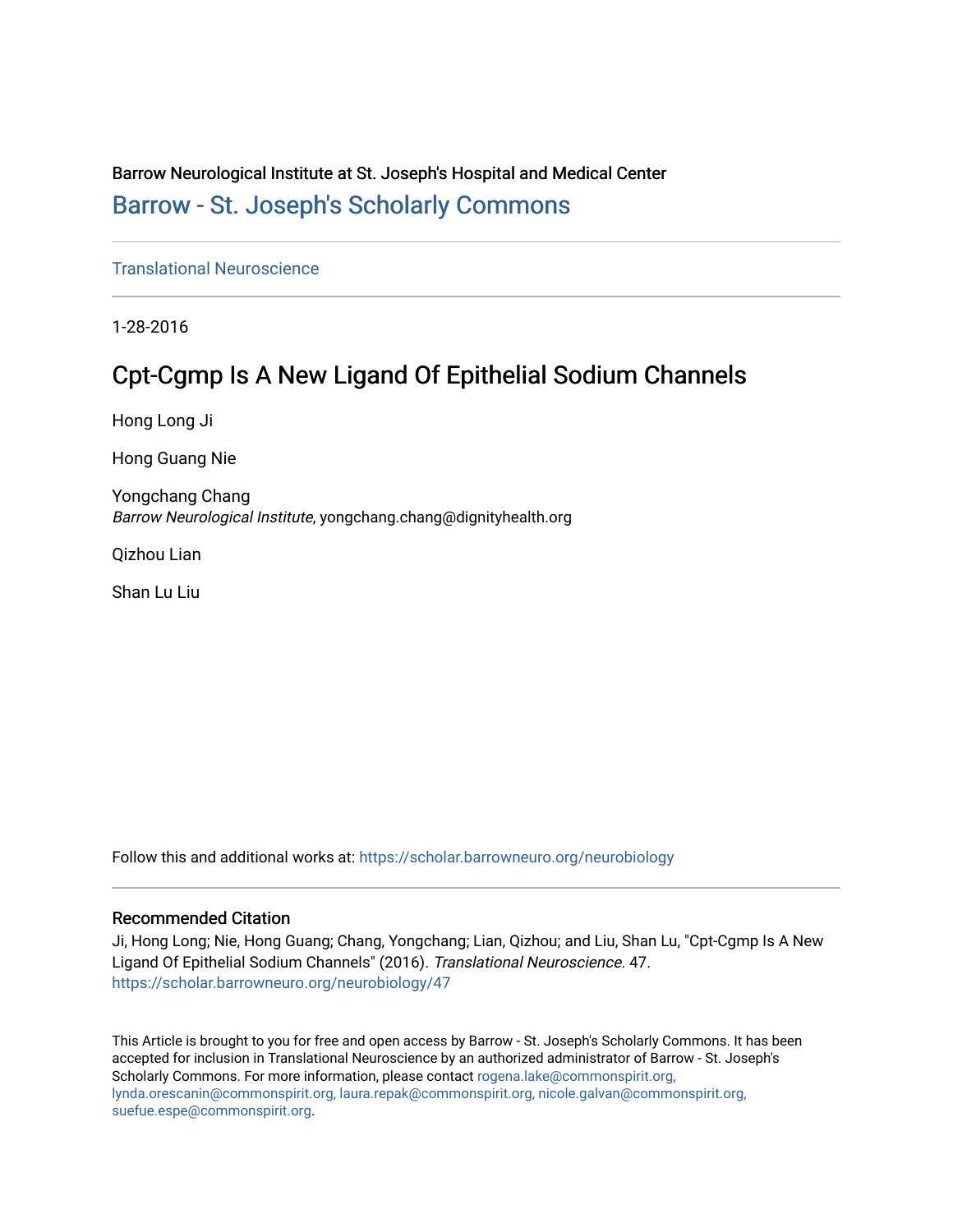Barrow Neurological Institute at St. Joseph's Hospital and Medical Center

## Barrow - St. Joseph's Scholarly Commons

Translational Neuroscience

1-28-2016

# Cpt-Cgmp Is A New Ligand Of Epithelial Sodium Channels

Hong Long Ji

Hong Guang Nie

Yongchang Chang
*Barrow Neurological Institute*, yongchang.chang@dignityhealth.org

Qizhou Lian

Shan Lu Liu

Follow this and additional works at: https://scholar.barrowneuro.org/neurobiology

### Recommended Citation

Ji, Hong Long; Nie, Hong Guang; Chang, Yongchang; Lian, Qizhou; and Liu, Shan Lu, "Cpt-Cgmp Is A New Ligand Of Epithelial Sodium Channels" (2016). *Translational Neuroscience*. 47.
https://scholar.barrowneuro.org/neurobiology/47

This Article is brought to you for free and open access by Barrow - St. Joseph's Scholarly Commons. It has been accepted for inclusion in Translational Neuroscience by an authorized administrator of Barrow - St. Joseph's Scholarly Commons. For more information, please contact rogena.lake@commonspirit.org, lynda.orescanin@commonspirit.org, laura.repak@commonspirit.org, nicole.galvan@commonspirit.org, suefue.espe@commonspirit.org.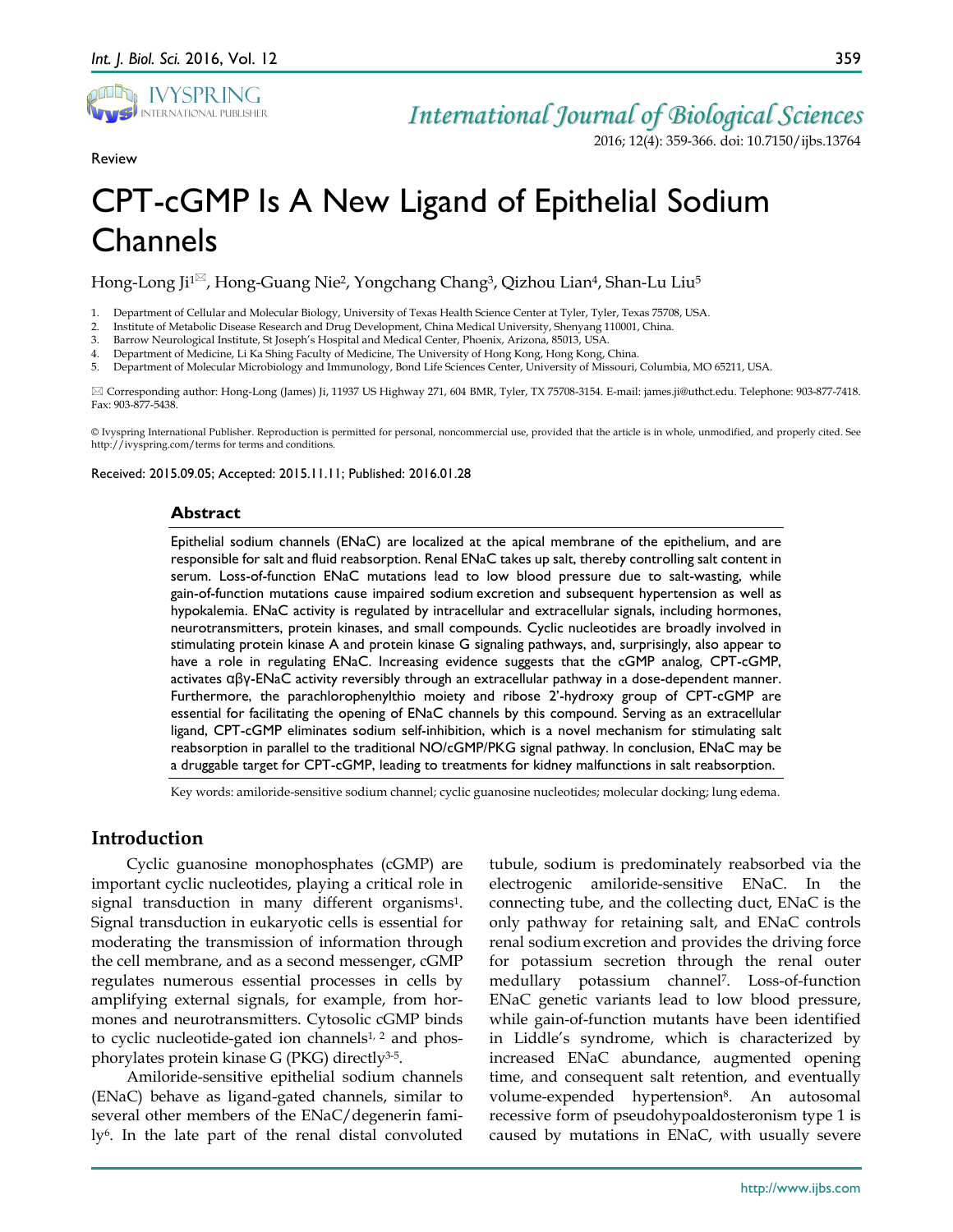Review

# CPT-cGMP Is A New Ligand of Epithelial Sodium Channels

Hong-Long Ji[1✉], Hong-Guang Nie[2], Yongchang Chang[3], Qizhou Lian[4], Shan-Lu Liu[5]

1. Department of Cellular and Molecular Biology, University of Texas Health Science Center at Tyler, Tyler, Texas 75708, USA.
2. Institute of Metabolic Disease Research and Drug Development, China Medical University, Shenyang 110001, China.
3. Barrow Neurological Institute, St Joseph's Hospital and Medical Center, Phoenix, Arizona, 85013, USA.
4. Department of Medicine, Li Ka Shing Faculty of Medicine, The University of Hong Kong, Hong Kong, China.
5. Department of Molecular Microbiology and Immunology, Bond Life Sciences Center, University of Missouri, Columbia, MO 65211, USA.

✉ Corresponding author: Hong-Long (James) Ji, 11937 US Highway 271, 604 BMR, Tyler, TX 75708-3154. E-mail: james.ji@uthct.edu. Telephone: 903-877-7418. Fax: 903-877-5438.

© Ivyspring International Publisher. Reproduction is permitted for personal, noncommercial use, provided that the article is in whole, unmodified, and properly cited. See http://ivyspring.com/terms for terms and conditions.

Received: 2015.09.05; Accepted: 2015.11.11; Published: 2016.01.28

## Abstract

Epithelial sodium channels (ENaC) are localized at the apical membrane of the epithelium, and are responsible for salt and fluid reabsorption. Renal ENaC takes up salt, thereby controlling salt content in serum. Loss-of-function ENaC mutations lead to low blood pressure due to salt-wasting, while gain-of-function mutations cause impaired sodium excretion and subsequent hypertension as well as hypokalemia. ENaC activity is regulated by intracellular and extracellular signals, including hormones, neurotransmitters, protein kinases, and small compounds. Cyclic nucleotides are broadly involved in stimulating protein kinase A and protein kinase G signaling pathways, and, surprisingly, also appear to have a role in regulating ENaC. Increasing evidence suggests that the cGMP analog, CPT-cGMP, activates αβγ-ENaC activity reversibly through an extracellular pathway in a dose-dependent manner. Furthermore, the parachlorophenylthio moiety and ribose 2'-hydroxy group of CPT-cGMP are essential for facilitating the opening of ENaC channels by this compound. Serving as an extracellular ligand, CPT-cGMP eliminates sodium self-inhibition, which is a novel mechanism for stimulating salt reabsorption in parallel to the traditional NO/cGMP/PKG signal pathway. In conclusion, ENaC may be a druggable target for CPT-cGMP, leading to treatments for kidney malfunctions in salt reabsorption.

Key words: amiloride-sensitive sodium channel; cyclic guanosine nucleotides; molecular docking; lung edema.

## Introduction

Cyclic guanosine monophosphates (cGMP) are important cyclic nucleotides, playing a critical role in signal transduction in many different organisms[1]. Signal transduction in eukaryotic cells is essential for moderating the transmission of information through the cell membrane, and as a second messenger, cGMP regulates numerous essential processes in cells by amplifying external signals, for example, from hormones and neurotransmitters. Cytosolic cGMP binds to cyclic nucleotide-gated ion channels[1, 2] and phosphorylates protein kinase G (PKG) directly[3-5].

Amiloride-sensitive epithelial sodium channels (ENaC) behave as ligand-gated channels, similar to several other members of the ENaC/degenerin family[6]. In the late part of the renal distal convoluted tubule, sodium is predominately reabsorbed via the electrogenic amiloride-sensitive ENaC. In the connecting tube, and the collecting duct, ENaC is the only pathway for retaining salt, and ENaC controls renal sodium excretion and provides the driving force for potassium secretion through the renal outer medullary potassium channel[7]. Loss-of-function ENaC genetic variants lead to low blood pressure, while gain-of-function mutants have been identified in Liddle's syndrome, which is characterized by increased ENaC abundance, augmented opening time, and consequent salt retention, and eventually volume-expended hypertension[8]. An autosomal recessive form of pseudohypoaldosteronism type 1 is caused by mutations in ENaC, with usually severe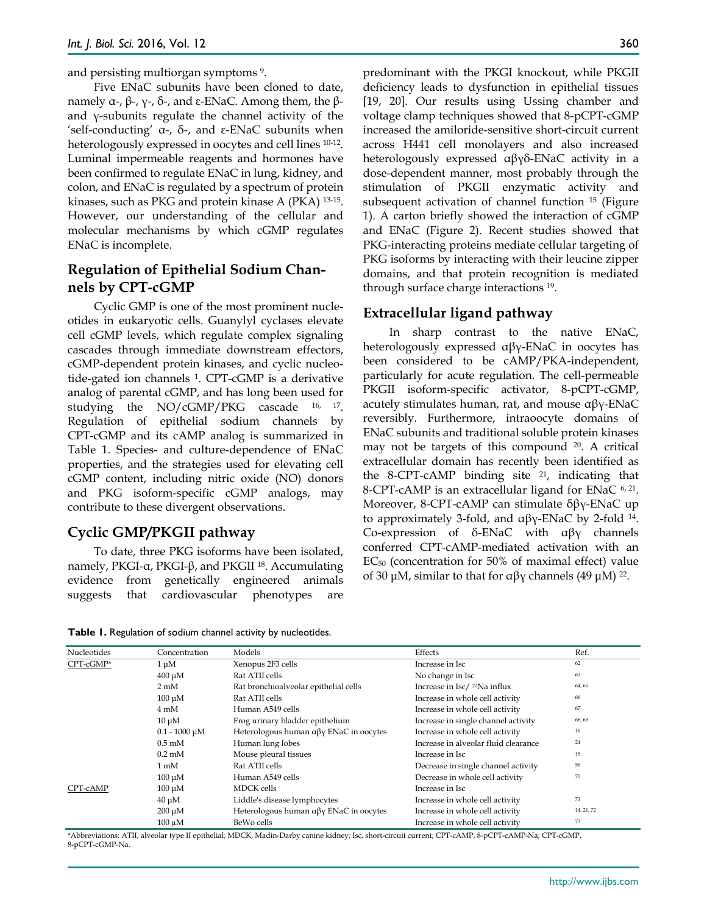and persisting multiorgan symptoms [9].

Five ENaC subunits have been cloned to date, namely α-, β-, γ-, δ-, and ε-ENaC. Among them, the β- and γ-subunits regulate the channel activity of the 'self-conducting' α-, δ-, and ε-ENaC subunits when heterologously expressed in oocytes and cell lines [10-12]. Luminal impermeable reagents and hormones have been confirmed to regulate ENaC in lung, kidney, and colon, and ENaC is regulated by a spectrum of protein kinases, such as PKG and protein kinase A (PKA) [13-15]. However, our understanding of the cellular and molecular mechanisms by which cGMP regulates ENaC is incomplete.

## Regulation of Epithelial Sodium Channels by CPT-cGMP

Cyclic GMP is one of the most prominent nucleotides in eukaryotic cells. Guanylyl cyclases elevate cell cGMP levels, which regulate complex signaling cascades through immediate downstream effectors, cGMP-dependent protein kinases, and cyclic nucleotide-gated ion channels [1]. CPT-cGMP is a derivative analog of parental cGMP, and has long been used for studying the NO/cGMP/PKG cascade [16, 17]. Regulation of epithelial sodium channels by CPT-cGMP and its cAMP analog is summarized in Table 1. Species- and culture-dependence of ENaC properties, and the strategies used for elevating cell cGMP content, including nitric oxide (NO) donors and PKG isoform-specific cGMP analogs, may contribute to these divergent observations.

## Cyclic GMP/PKGII pathway

To date, three PKG isoforms have been isolated, namely, PKGI-α, PKGI-β, and PKGII [18]. Accumulating evidence from genetically engineered animals suggests that cardiovascular phenotypes are predominant with the PKGI knockout, while PKGII deficiency leads to dysfunction in epithelial tissues [19, 20]. Our results using Ussing chamber and voltage clamp techniques showed that 8-pCPT-cGMP increased the amiloride-sensitive short-circuit current across H441 cell monolayers and also increased heterologously expressed αβγδ-ENaC activity in a dose-dependent manner, most probably through the stimulation of PKGII enzymatic activity and subsequent activation of channel function [15] (Figure 1). A carton briefly showed the interaction of cGMP and ENaC (Figure 2). Recent studies showed that PKG-interacting proteins mediate cellular targeting of PKG isoforms by interacting with their leucine zipper domains, and that protein recognition is mediated through surface charge interactions [19].

## Extracellular ligand pathway

In sharp contrast to the native ENaC, heterologously expressed αβγ-ENaC in oocytes has been considered to be cAMP/PKA-independent, particularly for acute regulation. The cell-permeable PKGII isoform-specific activator, 8-pCPT-cGMP, acutely stimulates human, rat, and mouse αβγ-ENaC reversibly. Furthermore, intraoocyte domains of ENaC subunits and traditional soluble protein kinases may not be targets of this compound [20]. A critical extracellular domain has recently been identified as the 8-CPT-cAMP binding site [21], indicating that 8-CPT-cAMP is an extracellular ligand for ENaC [6, 21]. Moreover, 8-CPT-cAMP can stimulate δβγ-ENaC up to approximately 3-fold, and αβγ-ENaC by 2-fold [14]. Co-expression of δ-ENaC with αβγ channels conferred CPT-cAMP-mediated activation with an $EC_{50}$ (concentration for 50% of maximal effect) value of 30 μM, similar to that for αβγ channels (49 μM) [22].

**Table 1.** Regulation of sodium channel activity by nucleotides.

| Nucleotides | Concentration | Models | Effects | Ref. |
|---|---|---|---|---|
| CPT-cGMP* | 1 μM | Xenopus 2F3 cells | Increase in Isc | 62 |
| | 400 μM | Rat ATII cells | No change in Isc | 63 |
| | 2 mM | Rat bronchioalveolar epithelial cells | Increase in Isc/ $^{22}$Na influx | 64, 65 |
| | 100 μM | Rat ATII cells | Increase in whole cell activity | 66 |
| | 4 mM | Human A549 cells | Increase in whole cell activity | 67 |
| | 10 μM | Frog urinary bladder epithelium | Increase in single channel activity | 68, 69 |
| | 0.1 - 1000 μM | Heterologous human αβγ ENaC in oocytes | Increase in whole cell activity | 16 |
| | 0.5 mM | Human lung lobes | Increase in alveolar fluid clearance | 24 |
| | 0.2 mM | Mouse pleural tissues | Increase in Isc | 15 |
| | 1 mM | Rat ATII cells | Decrease in single channel activity | 56 |
| | 100 μM | Human A549 cells | Decrease in whole cell activity | 70 |
| CPT-cAMP | 100 μM | MDCK cells | Increase in Isc | |
| | 40 μM | Liddle's disease lymphocytes | Increase in whole cell activity | 71 |
| | 200 μM | Heterologous human αβγ ENaC in oocytes | Increase in whole cell activity | 14, 21, 72 |
| | 100 μM | BeWo cells | Increase in whole cell activity | 73 |

*Abbreviations: ATII, alveolar type II epithelial; MDCK, Madin-Darby canine kidney; Isc, short-circuit current; CPT-cAMP, 8-pCPT-cAMP-Na; CPT-cGMP, 8-pCPT-cGMP-Na.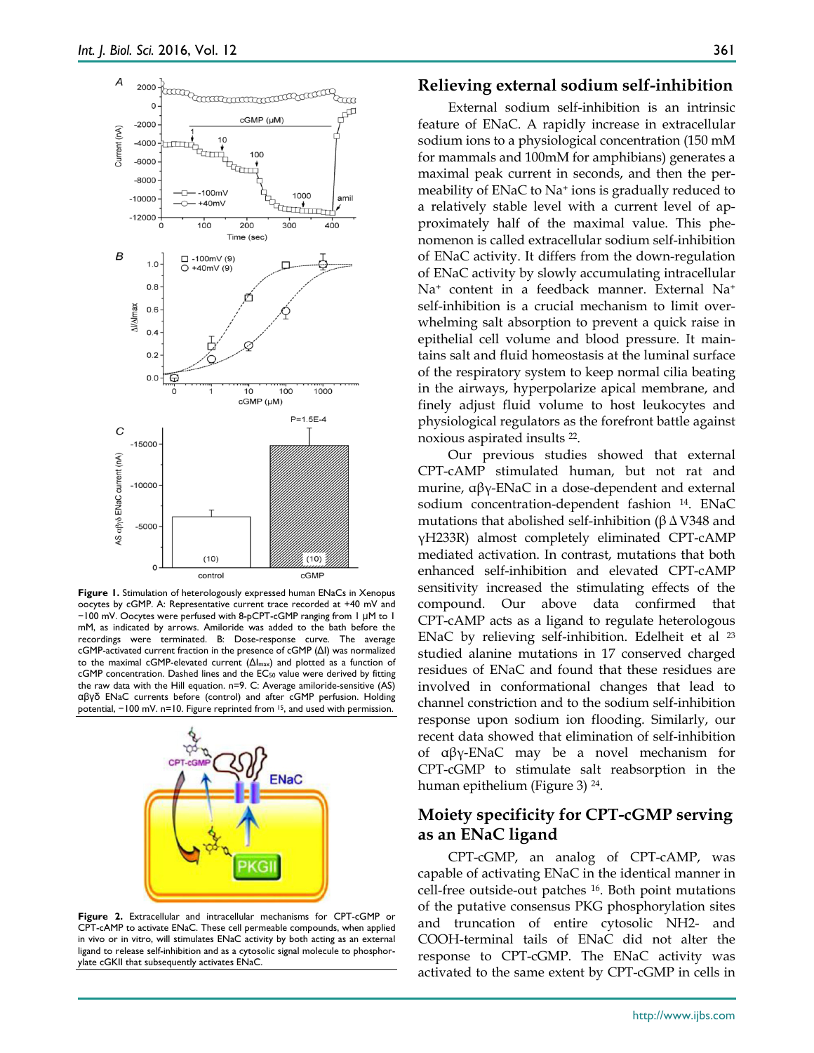**Figure 1.** Stimulation of heterologously expressed human ENaCs in Xenopus oocytes by cGMP. A: Representative current trace recorded at +40 mV and −100 mV. Oocytes were perfused with 8-pCPT-cGMP ranging from 1 μM to 1 mM, as indicated by arrows. Amiloride was added to the bath before the recordings were terminated. B: Dose-response curve. The average cGMP-activated current fraction in the presence of cGMP (ΔI) was normalized to the maximal cGMP-elevated current ($\Delta I_{max}$) and plotted as a function of cGMP concentration. Dashed lines and the $EC_{50}$ value were derived by fitting the raw data with the Hill equation. n=9. C: Average amiloride-sensitive (AS) αβγδ ENaC currents before (control) and after cGMP perfusion. Holding potential, −100 mV. n=10. Figure reprinted from [15], and used with permission.

**Figure 2.** Extracellular and intracellular mechanisms for CPT-cGMP or CPT-cAMP to activate ENaC. These cell permeable compounds, when applied in vivo or in vitro, will stimulates ENaC activity by both acting as an external ligand to release self-inhibition and as a cytosolic signal molecule to phosphorylate cGKII that subsequently activates ENaC.

## Relieving external sodium self-inhibition

External sodium self-inhibition is an intrinsic feature of ENaC. A rapidly increase in extracellular sodium ions to a physiological concentration (150 mM for mammals and 100mM for amphibians) generates a maximal peak current in seconds, and then the permeability of ENaC to $Na^+$ ions is gradually reduced to a relatively stable level with a current level of approximately half of the maximal value. This phenomenon is called extracellular sodium self-inhibition of ENaC activity. It differs from the down-regulation of ENaC activity by slowly accumulating intracellular $Na^+$ content in a feedback manner. External $Na^+$ self-inhibition is a crucial mechanism to limit overwhelming salt absorption to prevent a quick raise in epithelial cell volume and blood pressure. It maintains salt and fluid homeostasis at the luminal surface of the respiratory system to keep normal cilia beating in the airways, hyperpolarize apical membrane, and finely adjust fluid volume to host leukocytes and physiological regulators as the forefront battle against noxious aspirated insults [22].

Our previous studies showed that external CPT-cAMP stimulated human, but not rat and murine, αβγ-ENaC in a dose-dependent and external sodium concentration-dependent fashion [14]. ENaC mutations that abolished self-inhibition (βΔV348 and γH233R) almost completely eliminated CPT-cAMP mediated activation. In contrast, mutations that both enhanced self-inhibition and elevated CPT-cAMP sensitivity increased the stimulating effects of the compound. Our above data confirmed that CPT-cAMP acts as a ligand to regulate heterologous ENaC by relieving self-inhibition. Edelheit et al [23] studied alanine mutations in 17 conserved charged residues of ENaC and found that these residues are involved in conformational changes that lead to channel constriction and to the sodium self-inhibition response upon sodium ion flooding. Similarly, our recent data showed that elimination of self-inhibition of αβγ-ENaC may be a novel mechanism for CPT-cGMP to stimulate salt reabsorption in the human epithelium (Figure 3) [24].

## Moiety specificity for CPT-cGMP serving as an ENaC ligand

CPT-cGMP, an analog of CPT-cAMP, was capable of activating ENaC in the identical manner in cell-free outside-out patches [16]. Both point mutations of the putative consensus PKG phosphorylation sites and truncation of entire cytosolic NH2- and COOH-terminal tails of ENaC did not alter the response to CPT-cGMP. The ENaC activity was activated to the same extent by CPT-cGMP in cells in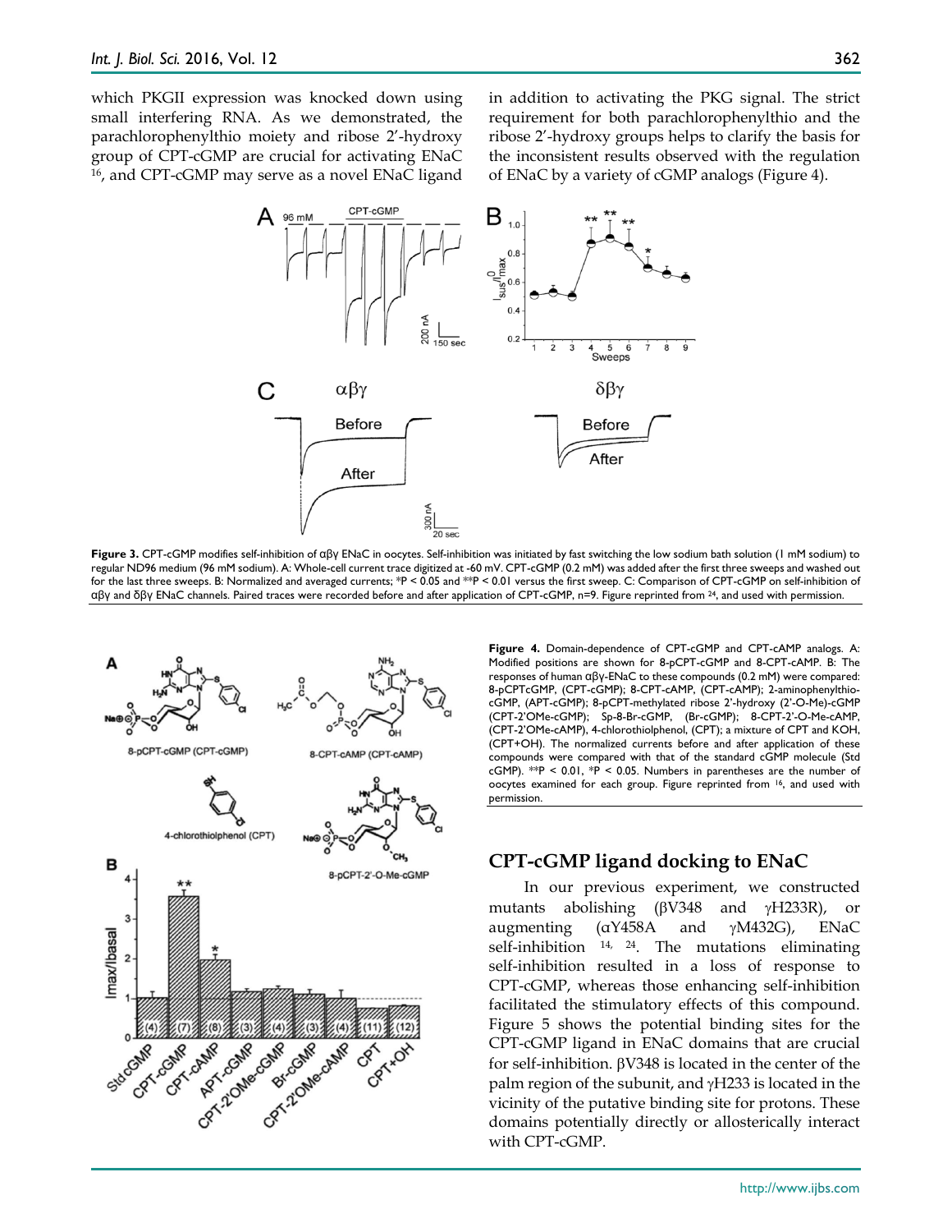which PKGII expression was knocked down using small interfering RNA. As we demonstrated, the parachlorophenylthio moiety and ribose 2'-hydroxy group of CPT-cGMP are crucial for activating ENaC [16], and CPT-cGMP may serve as a novel ENaC ligand in addition to activating the PKG signal. The strict requirement for both parachlorophenylthio and the ribose 2'-hydroxy groups helps to clarify the basis for the inconsistent results observed with the regulation of ENaC by a variety of cGMP analogs (Figure 4).

**Figure 3.** CPT-cGMP modifies self-inhibition of αβγ ENaC in oocytes. Self-inhibition was initiated by fast switching the low sodium bath solution (1 mM sodium) to regular ND96 medium (96 mM sodium). A: Whole-cell current trace digitized at -60 mV. CPT-cGMP (0.2 mM) was added after the first three sweeps and washed out for the last three sweeps. B: Normalized and averaged currents; *P < 0.05 and **P < 0.01 versus the first sweep. C: Comparison of CPT-cGMP on self-inhibition of αβγ and δβγ ENaC channels. Paired traces were recorded before and after application of CPT-cGMP, n=9. Figure reprinted from [24], and used with permission.

**Figure 4.** Domain-dependence of CPT-cGMP and CPT-cAMP analogs. A: Modified positions are shown for 8-pCPT-cGMP and 8-CPT-cAMP. B: The responses of human αβγ-ENaC to these compounds (0.2 mM) were compared: 8-pCPTcGMP, (CPT-cGMP); 8-CPT-cAMP, (CPT-cAMP); 2-aminophenylthio-cGMP, (APT-cGMP); 8-pCPT-methylated ribose 2'-hydroxy (2'-O-Me)-cGMP (CPT-2'OMe-cGMP); Sp-8-Br-cGMP, (Br-cGMP); 8-CPT-2'-O-Me-cAMP, (CPT-2'OMe-cAMP), 4-chlorothiolphenol, (CPT); a mixture of CPT and KOH, (CPT+OH). The normalized currents before and after application of these compounds were compared with that of the standard cGMP molecule (Std cGMP). **P < 0.01, *P < 0.05. Numbers in parentheses are the number of oocytes examined for each group. Figure reprinted from [16], and used with permission.

## CPT-cGMP ligand docking to ENaC

In our previous experiment, we constructed mutants abolishing (βV348 and γH233R), or augmenting (αY458A and γM432G), ENaC self-inhibition [14, 24]. The mutations eliminating self-inhibition resulted in a loss of response to CPT-cGMP, whereas those enhancing self-inhibition facilitated the stimulatory effects of this compound. Figure 5 shows the potential binding sites for the CPT-cGMP ligand in ENaC domains that are crucial for self-inhibition. βV348 is located in the center of the palm region of the subunit, and γH233 is located in the vicinity of the putative binding site for protons. These domains potentially directly or allosterically interact with CPT-cGMP.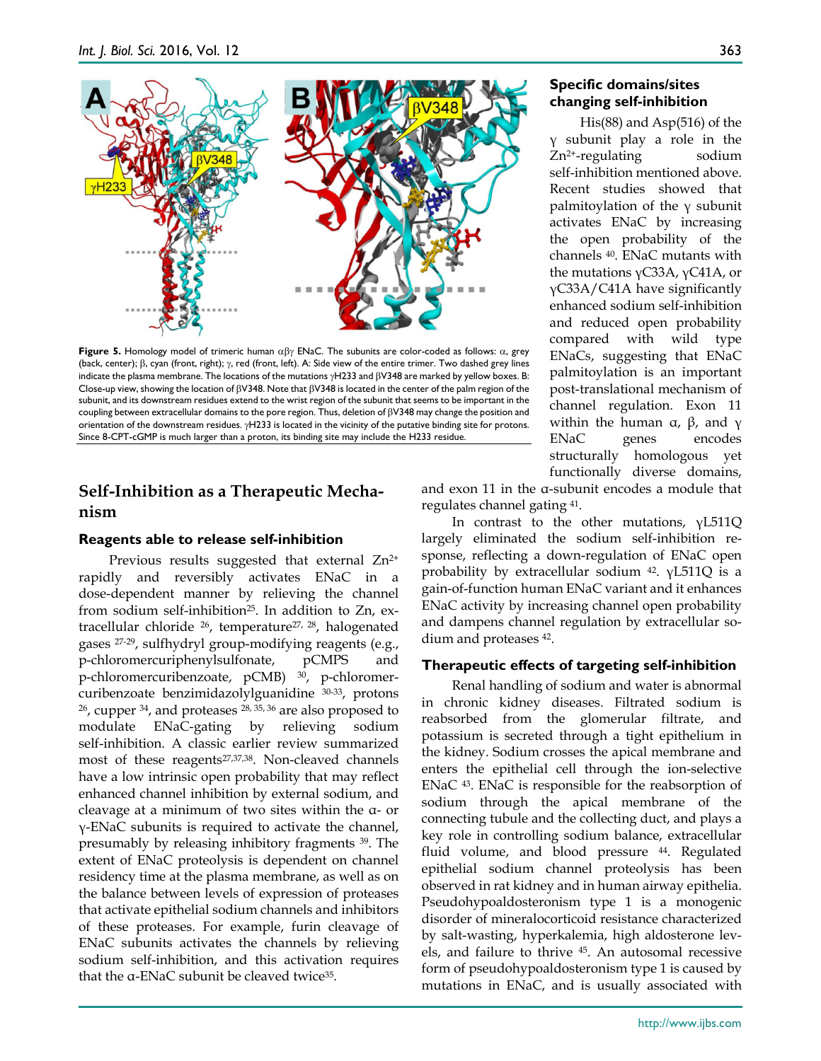**Figure 5.** Homology model of trimeric human αβγ ENaC. The subunits are color-coded as follows: α, grey (back, center); β, cyan (front, right); γ, red (front, left). Two dashed grey lines indicate the plasma membrane. The locations of the mutations γH233 and βV348 are marked by yellow boxes. B: Close-up view, showing the location of βV348. Note that βV348 is located in the center of the palm region of the subunit, and its downstream residues extend to the wrist region of the subunit that seems to be important in the coupling between extracellular domains to the pore region. Thus, deletion of βV348 may change the position and orientation of the downstream residues. γH233 is located in the vicinity of the putative binding site for protons. Since 8-CPT-cGMP is much larger than a proton, its binding site may include the H233 residue.

### Specific domains/sites changing self-inhibition

His(88) and Asp(516) of the γ subunit play a role in the $Zn^{2+}$-regulating sodium self-inhibition mentioned above. Recent studies showed that palmitoylation of the γ subunit activates ENaC by increasing the open probability of the channels [40]. ENaC mutants with the mutations γC33A, γC41A, or γC33A/C41A have significantly enhanced sodium self-inhibition and reduced open probability compared with wild type ENaCs, suggesting that ENaC palmitoylation is an important post-translational mechanism of channel regulation. Exon 11 within the human α, β, and γ ENaC genes encodes structurally homologous yet functionally diverse domains, and exon 11 in the α-subunit encodes a module that regulates channel gating [41].

In contrast to the other mutations, γL511Q largely eliminated the sodium self-inhibition response, reflecting a down-regulation of ENaC open probability by extracellular sodium [42]. γL511Q is a gain-of-function human ENaC variant and it enhances ENaC activity by increasing channel open probability and dampens channel regulation by extracellular sodium and proteases [42].

## Self-Inhibition as a Therapeutic Mechanism

### Reagents able to release self-inhibition

Previous results suggested that external $Zn^{2+}$ rapidly and reversibly activates ENaC in a dose-dependent manner by relieving the channel from sodium self-inhibition[25]. In addition to Zn, extracellular chloride [26], temperature[27, 28], halogenated gases [27-29], sulfhydryl group-modifying reagents (e.g., p-chloromercuriphenylsulfonate, pCMPS and p-chloromercuribenzoate, pCMB) [30], p-chloromercuribenzoate benzimidazolylguanidine [30-33], protons [26], cupper [34], and proteases [28, 35, 36] are also proposed to modulate ENaC-gating by relieving sodium self-inhibition. A classic earlier review summarized most of these reagents[27,37,38]. Non-cleaved channels have a low intrinsic open probability that may reflect enhanced channel inhibition by external sodium, and cleavage at a minimum of two sites within the α- or γ-ENaC subunits is required to activate the channel, presumably by releasing inhibitory fragments [39]. The extent of ENaC proteolysis is dependent on channel residency time at the plasma membrane, as well as on the balance between levels of expression of proteases that activate epithelial sodium channels and inhibitors of these proteases. For example, furin cleavage of ENaC subunits activates the channels by relieving sodium self-inhibition, and this activation requires that the α-ENaC subunit be cleaved twice[35].

### Therapeutic effects of targeting self-inhibition

Renal handling of sodium and water is abnormal in chronic kidney diseases. Filtrated sodium is reabsorbed from the glomerular filtrate, and potassium is secreted through a tight epithelium in the kidney. Sodium crosses the apical membrane and enters the epithelial cell through the ion-selective ENaC [43]. ENaC is responsible for the reabsorption of sodium through the apical membrane of the connecting tubule and the collecting duct, and plays a key role in controlling sodium balance, extracellular fluid volume, and blood pressure [44]. Regulated epithelial sodium channel proteolysis has been observed in rat kidney and in human airway epithelia. Pseudohypoaldosteronism type 1 is a monogenic disorder of mineralocorticoid resistance characterized by salt-wasting, hyperkalemia, high aldosterone levels, and failure to thrive [45]. An autosomal recessive form of pseudohypoaldosteronism type 1 is caused by mutations in ENaC, and is usually associated with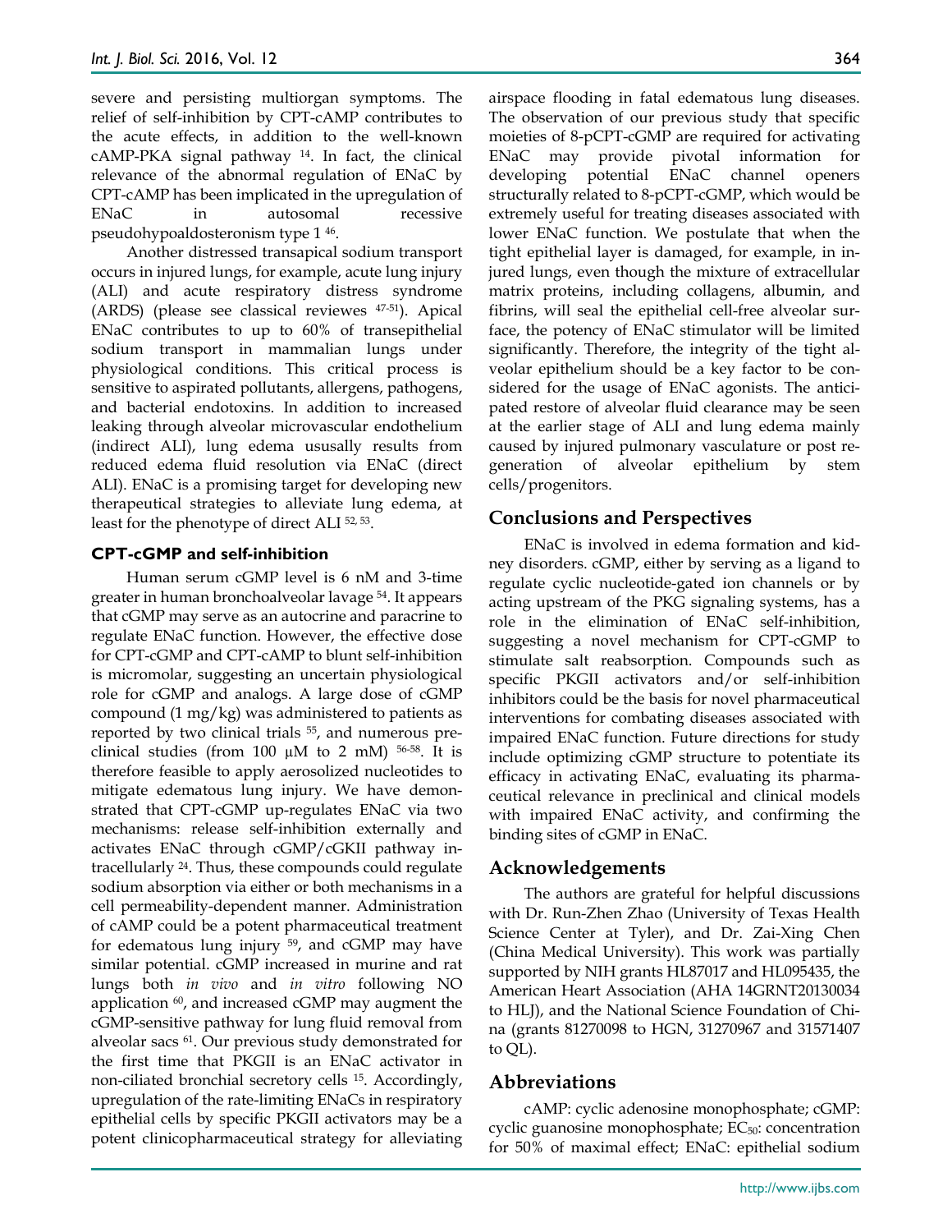severe and persisting multiorgan symptoms. The relief of self-inhibition by CPT-cAMP contributes to the acute effects, in addition to the well-known cAMP-PKA signal pathway [14]. In fact, the clinical relevance of the abnormal regulation of ENaC by CPT-cAMP has been implicated in the upregulation of ENaC in autosomal recessive pseudohypoaldosteronism type 1 [46].

Another distressed transapical sodium transport occurs in injured lungs, for example, acute lung injury (ALI) and acute respiratory distress syndrome (ARDS) (please see classical reviewes [47-51]). Apical ENaC contributes to up to 60% of transepithelial sodium transport in mammalian lungs under physiological conditions. This critical process is sensitive to aspirated pollutants, allergens, pathogens, and bacterial endotoxins. In addition to increased leaking through alveolar microvascular endothelium (indirect ALI), lung edema ususally results from reduced edema fluid resolution via ENaC (direct ALI). ENaC is a promising target for developing new therapeutical strategies to alleviate lung edema, at least for the phenotype of direct ALI [52, 53].

### CPT-cGMP and self-inhibition

Human serum cGMP level is 6 nM and 3-time greater in human bronchoalveolar lavage [54]. It appears that cGMP may serve as an autocrine and paracrine to regulate ENaC function. However, the effective dose for CPT-cGMP and CPT-cAMP to blunt self-inhibition is micromolar, suggesting an uncertain physiological role for cGMP and analogs. A large dose of cGMP compound (1 mg/kg) was administered to patients as reported by two clinical trials [55], and numerous pre-clinical studies (from 100 μM to 2 mM) [56-58]. It is therefore feasible to apply aerosolized nucleotides to mitigate edematous lung injury. We have demonstrated that CPT-cGMP up-regulates ENaC via two mechanisms: release self-inhibition externally and activates ENaC through cGMP/cGKII pathway intracellularly [24]. Thus, these compounds could regulate sodium absorption via either or both mechanisms in a cell permeability-dependent manner. Administration of cAMP could be a potent pharmaceutical treatment for edematous lung injury [59], and cGMP may have similar potential. cGMP increased in murine and rat lungs both *in vivo* and *in vitro* following NO application [60], and increased cGMP may augment the cGMP-sensitive pathway for lung fluid removal from alveolar sacs [61]. Our previous study demonstrated for the first time that PKGII is an ENaC activator in non-ciliated bronchial secretory cells [15]. Accordingly, upregulation of the rate-limiting ENaCs in respiratory epithelial cells by specific PKGII activators may be a potent clinicopharmaceutical strategy for alleviating airspace flooding in fatal edematous lung diseases. The observation of our previous study that specific moieties of 8-pCPT-cGMP are required for activating ENaC may provide pivotal information for developing potential ENaC channel openers structurally related to 8-pCPT-cGMP, which would be extremely useful for treating diseases associated with lower ENaC function. We postulate that when the tight epithelial layer is damaged, for example, in injured lungs, even though the mixture of extracellular matrix proteins, including collagens, albumin, and fibrins, will seal the epithelial cell-free alveolar surface, the potency of ENaC stimulator will be limited significantly. Therefore, the integrity of the tight alveolar epithelium should be a key factor to be considered for the usage of ENaC agonists. The anticipated restore of alveolar fluid clearance may be seen at the earlier stage of ALI and lung edema mainly caused by injured pulmonary vasculature or post regeneration of alveolar epithelium by stem cells/progenitors.

## Conclusions and Perspectives

ENaC is involved in edema formation and kidney disorders. cGMP, either by serving as a ligand to regulate cyclic nucleotide-gated ion channels or by acting upstream of the PKG signaling systems, has a role in the elimination of ENaC self-inhibition, suggesting a novel mechanism for CPT-cGMP to stimulate salt reabsorption. Compounds such as specific PKGII activators and/or self-inhibition inhibitors could be the basis for novel pharmaceutical interventions for combating diseases associated with impaired ENaC function. Future directions for study include optimizing cGMP structure to potentiate its efficacy in activating ENaC, evaluating its pharmaceutical relevance in preclinical and clinical models with impaired ENaC activity, and confirming the binding sites of cGMP in ENaC.

## Acknowledgements

The authors are grateful for helpful discussions with Dr. Run-Zhen Zhao (University of Texas Health Science Center at Tyler), and Dr. Zai-Xing Chen (China Medical University). This work was partially supported by NIH grants HL87017 and HL095435, the American Heart Association (AHA 14GRNT20130034 to HLJ), and the National Science Foundation of China (grants 81270098 to HGN, 31270967 and 31571407 to QL).

## Abbreviations

cAMP: cyclic adenosine monophosphate; cGMP: cyclic guanosine monophosphate; $EC_{50}$: concentration for 50% of maximal effect; ENaC: epithelial sodium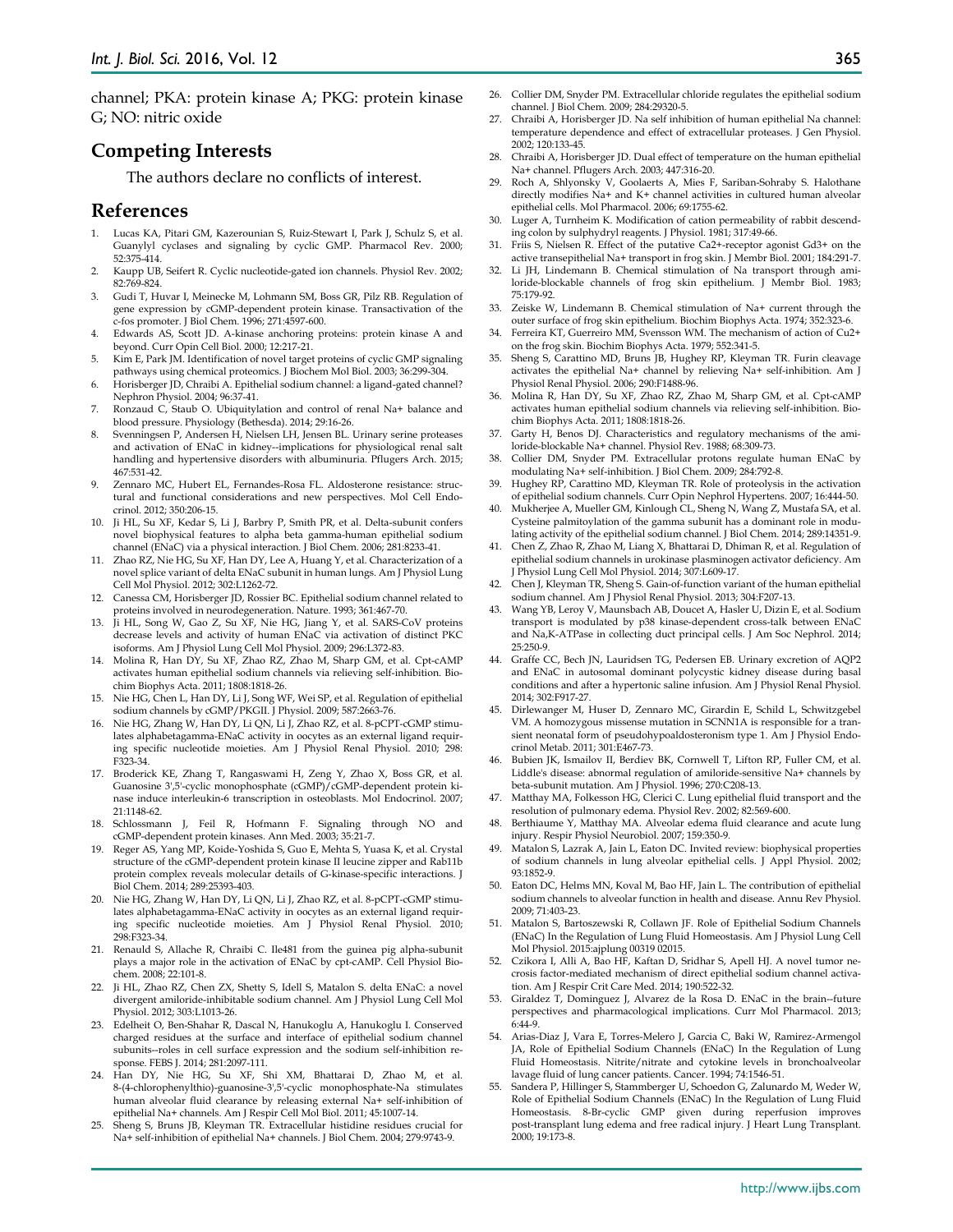channel; PKA: protein kinase A; PKG: protein kinase G; NO: nitric oxide

## Competing Interests

The authors declare no conflicts of interest.

## References

1. Lucas KA, Pitari GM, Kazerounian S, Ruiz-Stewart I, Park J, Schulz S, et al. Guanylyl cyclases and signaling by cyclic GMP. Pharmacol Rev. 2000; 52:375-414.
2. Kaupp UB, Seifert R. Cyclic nucleotide-gated ion channels. Physiol Rev. 2002; 82:769-824.
3. Gudi T, Huvar I, Meinecke M, Lohmann SM, Boss GR, Pilz RB. Regulation of gene expression by cGMP-dependent protein kinase. Transactivation of the c-fos promoter. J Biol Chem. 1996; 271:4597-600.
4. Edwards AS, Scott JD. A-kinase anchoring proteins: protein kinase A and beyond. Curr Opin Cell Biol. 2000; 12:217-21.
5. Kim E, Park JM. Identification of novel target proteins of cyclic GMP signaling pathways using chemical proteomics. J Biochem Mol Biol. 2003; 36:299-304.
6. Horisberger JD, Chraibi A. Epithelial sodium channel: a ligand-gated channel? Nephron Physiol. 2004; 96:37-41.
7. Ronzaud C, Staub O. Ubiquitylation and control of renal Na+ balance and blood pressure. Physiology (Bethesda). 2014; 29:16-26.
8. Svenningsen P, Andersen H, Nielsen LH, Jensen BL. Urinary serine proteases and activation of ENaC in kidney--implications for physiological renal salt handling and hypertensive disorders with albuminuria. Pflugers Arch. 2015; 467:531-42.
9. Zennaro MC, Hubert EL, Fernandes-Rosa FL. Aldosterone resistance: structural and functional considerations and new perspectives. Mol Cell Endocrinol. 2012; 350:206-15.
10. Ji HL, Su XF, Kedar S, Li J, Barbry P, Smith PR, et al. Delta-subunit confers novel biophysical features to alpha beta gamma-human epithelial sodium channel (ENaC) via a physical interaction. J Biol Chem. 2006; 281:8233-41.
11. Zhao RZ, Nie HG, Su XF, Han DY, Lee A, Huang Y, et al. Characterization of a novel splice variant of delta ENaC subunit in human lungs. Am J Physiol Lung Cell Mol Physiol. 2012; 302:L1262-72.
12. Canessa CM, Horisberger JD, Rossier BC. Epithelial sodium channel related to proteins involved in neurodegeneration. Nature. 1993; 361:467-70.
13. Ji HL, Song W, Gao Z, Su XF, Nie HG, Jiang Y, et al. SARS-CoV proteins decrease levels and activity of human ENaC via activation of distinct PKC isoforms. Am J Physiol Lung Cell Mol Physiol. 2009; 296:L372-83.
14. Molina R, Han DY, Su XF, Zhao RZ, Zhao M, Sharp GM, et al. Cpt-cAMP activates human epithelial sodium channels via relieving self-inhibition. Biochim Biophys Acta. 2011; 1808:1818-26.
15. Nie HG, Chen L, Han DY, Li J, Song WF, Wei SP, et al. Regulation of epithelial sodium channels by cGMP/PKGII. J Physiol. 2009; 587:2663-76.
16. Nie HG, Zhang W, Han DY, Li QN, Li J, Zhao RZ, et al. 8-pCPT-cGMP stimulates alphabetagamma-ENaC activity in oocytes as an external ligand requiring specific nucleotide moieties. Am J Physiol Renal Physiol. 2010; 298: F323-34.
17. Broderick KE, Zhang T, Rangaswami H, Zeng Y, Zhao X, Boss GR, et al. Guanosine 3',5'-cyclic monophosphate (cGMP)/cGMP-dependent protein kinase induce interleukin-6 transcription in osteoblasts. Mol Endocrinol. 2007; 21:1148-62.
18. Schlossmann J, Feil R, Hofmann F. Signaling through NO and cGMP-dependent protein kinases. Ann Med. 2003; 35:21-7.
19. Reger AS, Yang MP, Koide-Yoshida S, Guo E, Mehta S, Yuasa K, et al. Crystal structure of the cGMP-dependent protein kinase II leucine zipper and Rab11b protein complex reveals molecular details of G-kinase-specific interactions. J Biol Chem. 2014; 289:25393-403.
20. Nie HG, Zhang W, Han DY, Li QN, Li J, Zhao RZ, et al. 8-pCPT-cGMP stimulates alphabetagamma-ENaC activity in oocytes as an external ligand requiring specific nucleotide moieties. Am J Physiol Renal Physiol. 2010; 298:F323-34.
21. Renauld S, Allache R, Chraibi C. Ile481 from the guinea pig alpha-subunit plays a major role in the activation of ENaC by cpt-cAMP. Cell Physiol Biochem. 2008; 22:101-8.
22. Ji HL, Zhao RZ, Chen ZX, Shetty S, Idell S, Matalon S. delta ENaC: a novel divergent amiloride-inhibitable sodium channel. Am J Physiol Lung Cell Mol Physiol. 2012; 303:L1013-26.
23. Edelheit O, Ben-Shahar R, Dascal N, Hanukoglu A, Hanukoglu I. Conserved charged residues at the surface and interface of epithelial sodium channel subunits--roles in cell surface expression and the sodium self-inhibition response. FEBS J. 2014; 281:2097-111.
24. Han DY, Nie HG, Su XF, Shi XM, Bhattarai D, Zhao M, et al. 8-(4-chlorophenylthio)-guanosine-3',5'-cyclic monophosphate-Na stimulates human alveolar fluid clearance by releasing external Na+ self-inhibition of epithelial Na+ channels. Am J Respir Cell Mol Biol. 2011; 45:1007-14.
25. Sheng S, Bruns JB, Kleyman TR. Extracellular histidine residues crucial for Na+ self-inhibition of epithelial Na+ channels. J Biol Chem. 2004; 279:9743-9.
26. Collier DM, Snyder PM. Extracellular chloride regulates the epithelial sodium channel. J Biol Chem. 2009; 284:29320-5.
27. Chraibi A, Horisberger JD. Na self inhibition of human epithelial Na channel: temperature dependence and effect of extracellular proteases. J Gen Physiol. 2002; 120:133-45.
28. Chraibi A, Horisberger JD. Dual effect of temperature on the human epithelial Na+ channel. Pflugers Arch. 2003; 447:316-20.
29. Roch A, Shlyonsky V, Goolaerts A, Mies F, Sariban-Sohraby S. Halothane directly modifies Na+ and K+ channel activities in cultured human alveolar epithelial cells. Mol Pharmacol. 2006; 69:1755-62.
30. Luger A, Turnheim K. Modification of cation permeability of rabbit descending colon by sulphydryl reagents. J Physiol. 1981; 317:49-66.
31. Friis S, Nielsen R. Effect of the putative Ca2+-receptor agonist Gd3+ on the active transepithelial Na+ transport in frog skin. J Membr Biol. 2001; 184:291-7.
32. Li JH, Lindemann B. Chemical stimulation of Na transport through amiloride-blockable channels of frog skin epithelium. J Membr Biol. 1983; 75:179-92.
33. Zeiske W, Lindemann B. Chemical stimulation of Na+ current through the outer surface of frog skin epithelium. Biochim Biophys Acta. 1974; 352:323-6.
34. Ferreira KT, Guerreiro MM, Svensson WM. The mechanism of action of Cu2+ on the frog skin. Biochim Biophys Acta. 1979; 552:341-5.
35. Sheng S, Carattino MD, Bruns JB, Hughey RP, Kleyman TR. Furin cleavage activates the epithelial Na+ channel by relieving Na+ self-inhibition. Am J Physiol Renal Physiol. 2006; 290:F1488-96.
36. Molina R, Han DY, Su XF, Zhao RZ, Zhao M, Sharp GM, et al. Cpt-cAMP activates human epithelial sodium channels via relieving self-inhibition. Biochim Biophys Acta. 2011; 1808:1818-26.
37. Garty H, Benos DJ. Characteristics and regulatory mechanisms of the amiloride-blockable Na+ channel. Physiol Rev. 1988; 68:309-73.
38. Collier DM, Snyder PM. Extracellular protons regulate human ENaC by modulating Na+ self-inhibition. J Biol Chem. 2009; 284:792-8.
39. Hughey RP, Carattino MD, Kleyman TR. Role of proteolysis in the activation of epithelial sodium channels. Curr Opin Nephrol Hypertens. 2007; 16:444-50.
40. Mukherjee A, Mueller GM, Kinlough CL, Sheng N, Wang Z, Mustafa SA, et al. Cysteine palmitoylation of the gamma subunit has a dominant role in modulating activity of the epithelial sodium channel. J Biol Chem. 2014; 289:14351-9.
41. Chen Z, Zhao R, Zhao M, Liang X, Bhattarai D, Dhiman R, et al. Regulation of epithelial sodium channels in urokinase plasminogen activator deficiency. Am J Physiol Lung Cell Mol Physiol. 2014; 307:L609-17.
42. Chen J, Kleyman TR, Sheng S. Gain-of-function variant of the human epithelial sodium channel. Am J Physiol Renal Physiol. 2013; 304:F207-13.
43. Wang YB, Leroy V, Maunsbach AB, Doucet A, Hasler U, Dizin E, et al. Sodium transport is modulated by p38 kinase-dependent cross-talk between ENaC and Na,K-ATPase in collecting duct principal cells. J Am Soc Nephrol. 2014; 25:250-9.
44. Graffe CC, Bech JN, Lauridsen TG, Pedersen EB. Urinary excretion of AQP2 and ENaC in autosomal dominant polycystic kidney disease during basal conditions and after a hypertonic saline infusion. Am J Physiol Renal Physiol. 2014; 302:F917-27.
45. Dirlewanger M, Huser D, Zennaro MC, Girardin E, Schild L, Schwitzgebel VM. A homozygous missense mutation in SCNN1A is responsible for a transient neonatal form of pseudohypoaldosteronism type 1. Am J Physiol Endocrinol Metab. 2011; 301:E467-73.
46. Bubien JK, Ismailov II, Berdiev BK, Cornwell T, Lifton RP, Fuller CM, et al. Liddle's disease: abnormal regulation of amiloride-sensitive Na+ channels by beta-subunit mutation. Am J Physiol. 1996; 270:C208-13.
47. Matthay MA, Folkesson HG, Clerici C. Lung epithelial fluid transport and the resolution of pulmonary edema. Physiol Rev. 2002; 82:569-600.
48. Berthiaume Y, Matthay MA. Alveolar edema fluid clearance and acute lung injury. Respir Physiol Neurobiol. 2007; 159:350-9.
49. Matalon S, Lazrak A, Jain L, Eaton DC. Invited review: biophysical properties of sodium channels in lung alveolar epithelial cells. J Appl Physiol. 2002; 93:1852-9.
50. Eaton DC, Helms MN, Koval M, Bao HF, Jain L. The contribution of epithelial sodium channels to alveolar function in health and disease. Annu Rev Physiol. 2009; 71:403-23.
51. Matalon S, Bartoszewski R, Collawn JF. Role of Epithelial Sodium Channels (ENaC) In the Regulation of Lung Fluid Homeostasis. Am J Physiol Lung Cell Mol Physiol. 2015:ajplung 00319 02015.
52. Czikora I, Alli A, Bao HF, Kaftan D, Sridhar S, Apell HJ. A novel tumor necrosis factor-mediated mechanism of direct epithelial sodium channel activation. Am J Respir Crit Care Med. 2014; 190:522-32.
53. Giraldez T, Dominguez J, Alvarez de la Rosa D. ENaC in the brain--future perspectives and pharmacological implications. Curr Mol Pharmacol. 2013; 6:44-9.
54. Arias-Diaz J, Vara E, Torres-Melero J, Garcia C, Baki W, Ramirez-Armengol JA, Role of Epithelial Sodium Channels (ENaC) In the Regulation of Lung Fluid Homeostasis. Nitrite/nitrate and cytokine levels in bronchoalveolar lavage fluid of lung cancer patients. Cancer. 1994; 74:1546-51.
55. Sandera P, Hillinger S, Stammberger U, Schoedon G, Zalunardo M, Weder W, Role of Epithelial Sodium Channels (ENaC) In the Regulation of Lung Fluid Homeostasis. 8-Br-cyclic GMP given during reperfusion improves post-transplant lung edema and free radical injury. J Heart Lung Transplant. 2000; 19:173-8.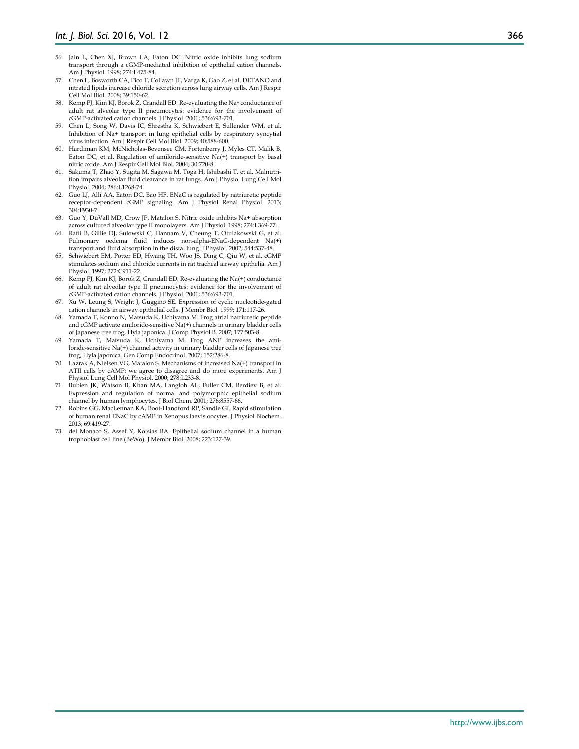56. Jain L, Chen XJ, Brown LA, Eaton DC. Nitric oxide inhibits lung sodium transport through a cGMP-mediated inhibition of epithelial cation channels. Am J Physiol. 1998; 274:L475-84.
57. Chen L, Bosworth CA, Pico T, Collawn JF, Varga K, Gao Z, et al. DETANO and nitrated lipids increase chloride secretion across lung airway cells. Am J Respir Cell Mol Biol. 2008; 39:150-62.
58. Kemp PJ, Kim KJ, Borok Z, Crandall ED. Re-evaluating the $Na^{+}$ conductance of adult rat alveolar type II pneumocytes: evidence for the involvement of cGMP-activated cation channels. J Physiol. 2001; 536:693-701.
59. Chen L, Song W, Davis IC, Shrestha K, Schwiebert E, Sullender WM, et al. Inhibition of Na+ transport in lung epithelial cells by respiratory syncytial virus infection. Am J Respir Cell Mol Biol. 2009; 40:588-600.
60. Hardiman KM, McNicholas-Bevensee CM, Fortenberry J, Myles CT, Malik B, Eaton DC, et al. Regulation of amiloride-sensitive Na(+) transport by basal nitric oxide. Am J Respir Cell Mol Biol. 2004; 30:720-8.
61. Sakuma T, Zhao Y, Sugita M, Sagawa M, Toga H, Ishibashi T, et al. Malnutrition impairs alveolar fluid clearance in rat lungs. Am J Physiol Lung Cell Mol Physiol. 2004; 286:L1268-74.
62. Guo LJ, Alli AA, Eaton DC, Bao HF. ENaC is regulated by natriuretic peptide receptor-dependent cGMP signaling. Am J Physiol Renal Physiol. 2013; 304:F930-7.
63. Guo Y, DuVall MD, Crow JP, Matalon S. Nitric oxide inhibits Na+ absorption across cultured alveolar type II monolayers. Am J Physiol. 1998; 274:L369-77.
64. Rafii B, Gillie DJ, Sulowski C, Hannam V, Cheung T, Otulakowski G, et al. Pulmonary oedema fluid induces non-alpha-ENaC-dependent Na(+) transport and fluid absorption in the distal lung. J Physiol. 2002; 544:537-48.
65. Schwiebert EM, Potter ED, Hwang TH, Woo JS, Ding C, Qiu W, et al. cGMP stimulates sodium and chloride currents in rat tracheal airway epithelia. Am J Physiol. 1997; 272:C911-22.
66. Kemp PJ, Kim KJ, Borok Z, Crandall ED. Re-evaluating the Na(+) conductance of adult rat alveolar type II pneumocytes: evidence for the involvement of cGMP-activated cation channels. J Physiol. 2001; 536:693-701.
67. Xu W, Leung S, Wright J, Guggino SE. Expression of cyclic nucleotide-gated cation channels in airway epithelial cells. J Membr Biol. 1999; 171:117-26.
68. Yamada T, Konno N, Matsuda K, Uchiyama M. Frog atrial natriuretic peptide and cGMP activate amiloride-sensitive Na(+) channels in urinary bladder cells of Japanese tree frog, Hyla japonica. J Comp Physiol B. 2007; 177:503-8.
69. Yamada T, Matsuda K, Uchiyama M. Frog ANP increases the amiloride-sensitive Na(+) channel activity in urinary bladder cells of Japanese tree frog, Hyla japonica. Gen Comp Endocrinol. 2007; 152:286-8.
70. Lazrak A, Nielsen VG, Matalon S. Mechanisms of increased Na(+) transport in ATII cells by cAMP: we agree to disagree and do more experiments. Am J Physiol Lung Cell Mol Physiol. 2000; 278:L233-8.
71. Bubien JK, Watson B, Khan MA, Langloh AL, Fuller CM, Berdiev B, et al. Expression and regulation of normal and polymorphic epithelial sodium channel by human lymphocytes. J Biol Chem. 2001; 276:8557-66.
72. Robins GG, MacLennan KA, Boot-Handford RP, Sandle GI. Rapid stimulation of human renal ENaC by cAMP in Xenopus laevis oocytes. J Physiol Biochem. 2013; 69:419-27.
73. del Monaco S, Assef Y, Kotsias BA. Epithelial sodium channel in a human trophoblast cell line (BeWo). J Membr Biol. 2008; 223:127-39.